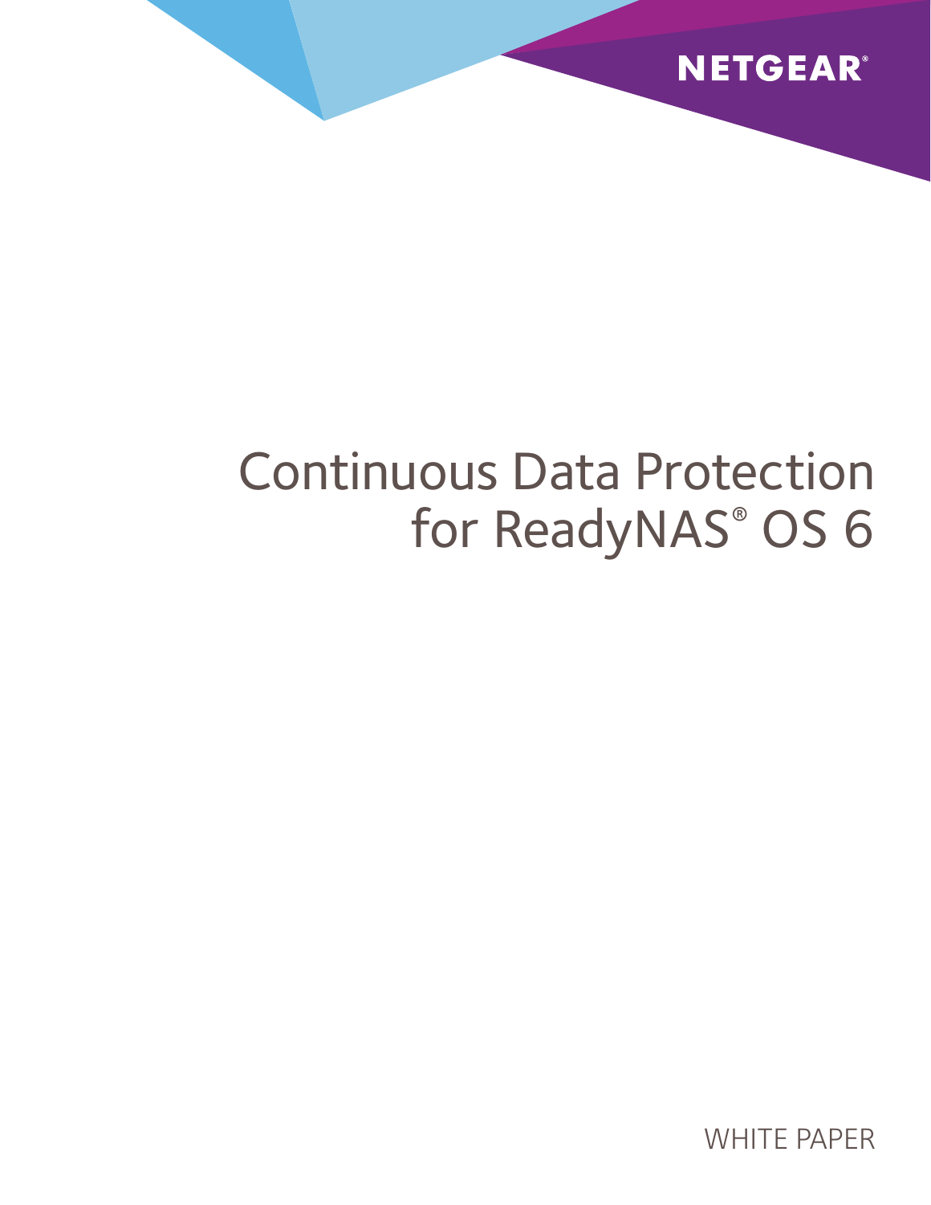NETGEAR®

# Continuous Data Protection for ReadyNAS® OS 6

WHITE PAPER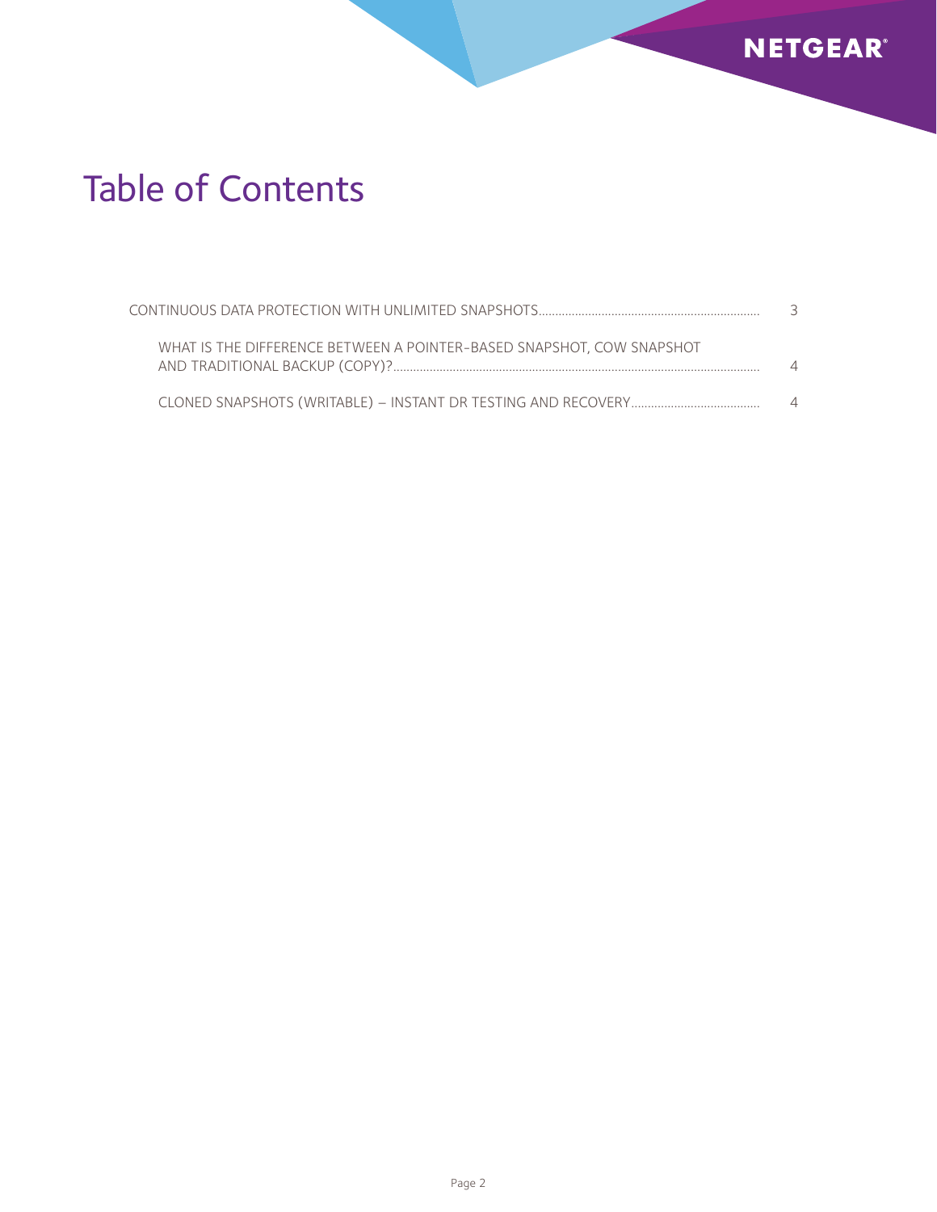# Table of Contents

CONTINUOUS DATA PROTECTION WITH UNLIMITED SNAPSHOTS.................................................................. 3

WHAT IS THE DIFFERENCE BETWEEN A POINTER-BASED SNAPSHOT, COW SNAPSHOT AND TRADITIONAL BACKUP (COPY)?.................................................................................................................. 4

CLONED SNAPSHOTS (WRITABLE) – INSTANT DR TESTING AND RECOVERY...................................... 4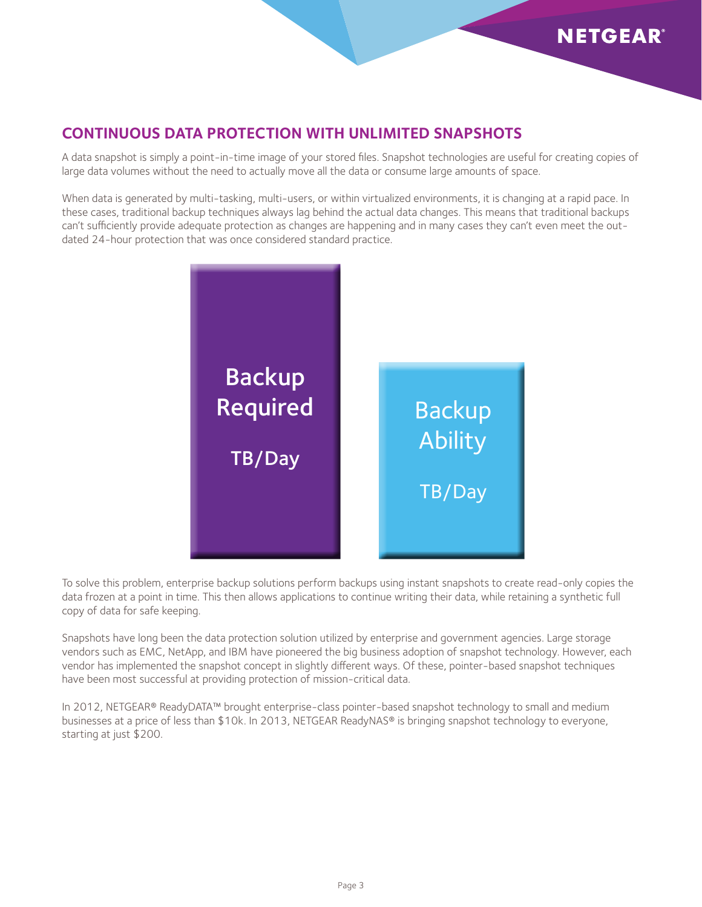## CONTINUOUS DATA PROTECTION WITH UNLIMITED SNAPSHOTS

A data snapshot is simply a point-in-time image of your stored files. Snapshot technologies are useful for creating copies of large data volumes without the need to actually move all the data or consume large amounts of space.

When data is generated by multi-tasking, multi-users, or within virtualized environments, it is changing at a rapid pace. In these cases, traditional backup techniques always lag behind the actual data changes. This means that traditional backups can't sufficiently provide adequate protection as changes are happening and in many cases they can't even meet the out-dated 24-hour protection that was once considered standard practice.

Backup Required

TB/Day

Backup Ability

TB/Day

To solve this problem, enterprise backup solutions perform backups using instant snapshots to create read-only copies the data frozen at a point in time. This then allows applications to continue writing their data, while retaining a synthetic full copy of data for safe keeping.

Snapshots have long been the data protection solution utilized by enterprise and government agencies. Large storage vendors such as EMC, NetApp, and IBM have pioneered the big business adoption of snapshot technology. However, each vendor has implemented the snapshot concept in slightly different ways. Of these, pointer-based snapshot techniques have been most successful at providing protection of mission-critical data.

In 2012, NETGEAR® ReadyDATA™ brought enterprise-class pointer-based snapshot technology to small and medium businesses at a price of less than $10k. In 2013, NETGEAR ReadyNAS® is bringing snapshot technology to everyone, starting at just $200.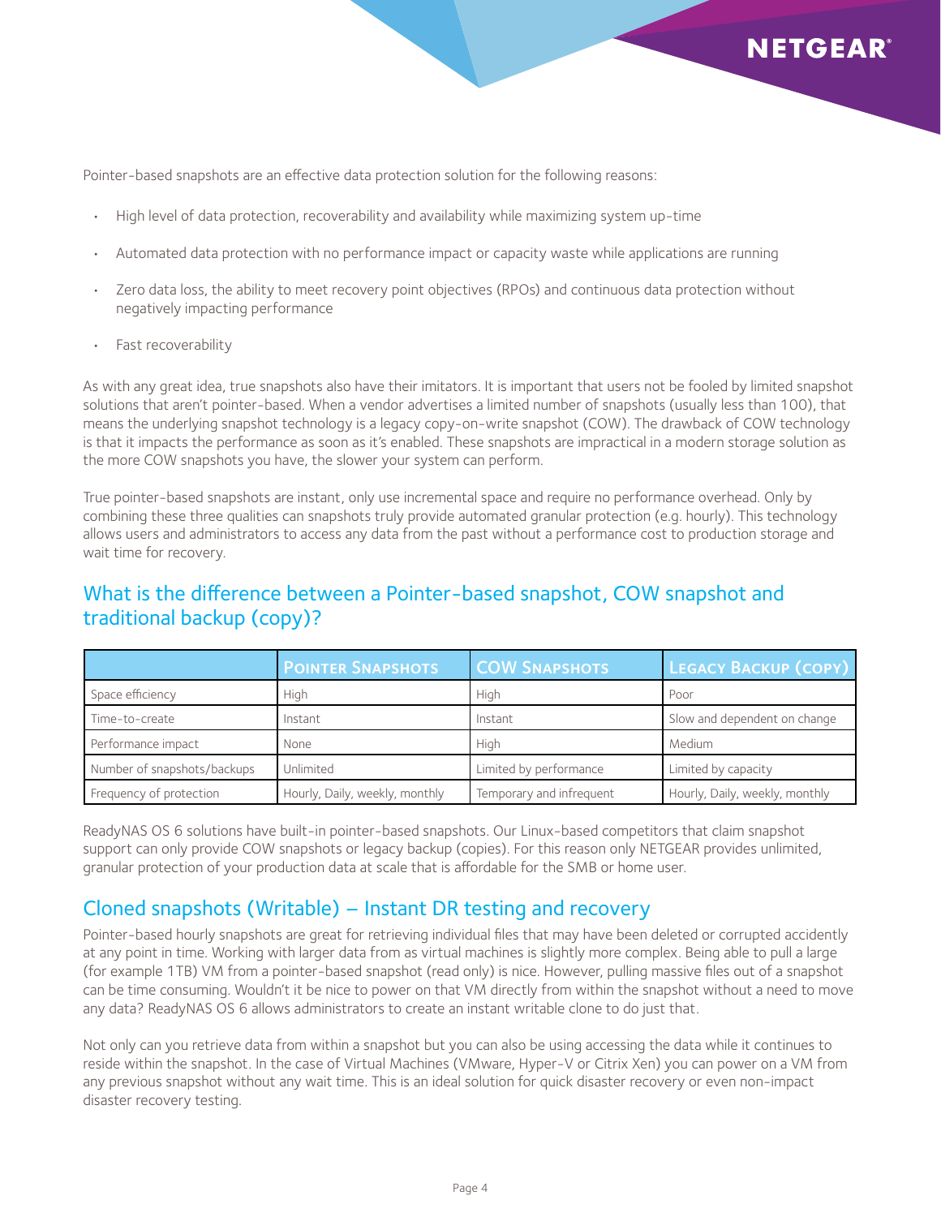Pointer-based snapshots are an effective data protection solution for the following reasons:

- High level of data protection, recoverability and availability while maximizing system up-time
- Automated data protection with no performance impact or capacity waste while applications are running
- Zero data loss, the ability to meet recovery point objectives (RPOs) and continuous data protection without negatively impacting performance
- Fast recoverability

As with any great idea, true snapshots also have their imitators. It is important that users not be fooled by limited snapshot solutions that aren't pointer-based. When a vendor advertises a limited number of snapshots (usually less than 100), that means the underlying snapshot technology is a legacy copy-on-write snapshot (COW). The drawback of COW technology is that it impacts the performance as soon as it's enabled. These snapshots are impractical in a modern storage solution as the more COW snapshots you have, the slower your system can perform.

True pointer-based snapshots are instant, only use incremental space and require no performance overhead. Only by combining these three qualities can snapshots truly provide automated granular protection (e.g. hourly). This technology allows users and administrators to access any data from the past without a performance cost to production storage and wait time for recovery.

## What is the difference between a Pointer-based snapshot, COW snapshot and traditional backup (copy)?

| | Pointer Snapshots | COW Snapshots | Legacy Backup (copy) |
|---|---|---|---|
| Space efficiency | High | High | Poor |
| Time-to-create | Instant | Instant | Slow and dependent on change |
| Performance impact | None | High | Medium |
| Number of snapshots/backups | Unlimited | Limited by performance | Limited by capacity |
| Frequency of protection | Hourly, Daily, weekly, monthly | Temporary and infrequent | Hourly, Daily, weekly, monthly |

ReadyNAS OS 6 solutions have built-in pointer-based snapshots. Our Linux-based competitors that claim snapshot support can only provide COW snapshots or legacy backup (copies). For this reason only NETGEAR provides unlimited, granular protection of your production data at scale that is affordable for the SMB or home user.

## Cloned snapshots (Writable) – Instant DR testing and recovery

Pointer-based hourly snapshots are great for retrieving individual files that may have been deleted or corrupted accidently at any point in time. Working with larger data from as virtual machines is slightly more complex. Being able to pull a large (for example 1TB) VM from a pointer-based snapshot (read only) is nice. However, pulling massive files out of a snapshot can be time consuming. Wouldn't it be nice to power on that VM directly from within the snapshot without a need to move any data? ReadyNAS OS 6 allows administrators to create an instant writable clone to do just that.

Not only can you retrieve data from within a snapshot but you can also be using accessing the data while it continues to reside within the snapshot. In the case of Virtual Machines (VMware, Hyper-V or Citrix Xen) you can power on a VM from any previous snapshot without any wait time. This is an ideal solution for quick disaster recovery or even non-impact disaster recovery testing.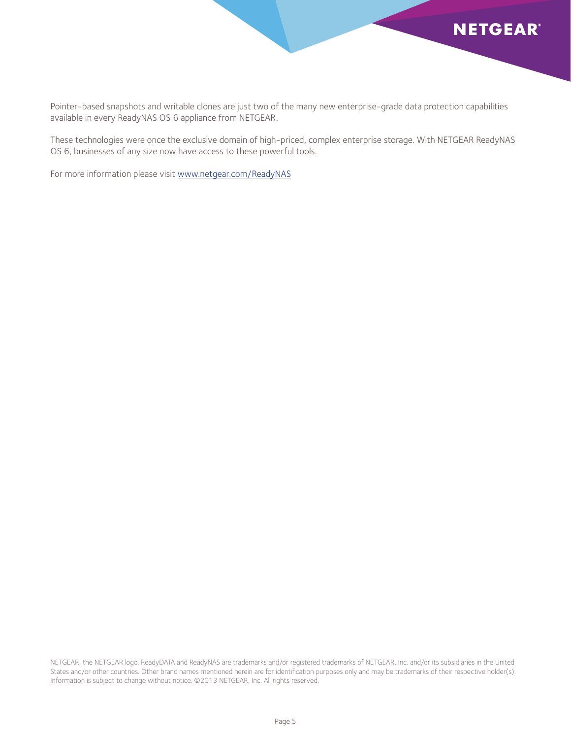Pointer-based snapshots and writable clones are just two of the many new enterprise-grade data protection capabilities available in every ReadyNAS OS 6 appliance from NETGEAR.

These technologies were once the exclusive domain of high-priced, complex enterprise storage. With NETGEAR ReadyNAS OS 6, businesses of any size now have access to these powerful tools.

For more information please visit [www.netgear.com/ReadyNAS](http://www.netgear.com/ReadyNAS)

NETGEAR, the NETGEAR logo, ReadyDATA and ReadyNAS are trademarks and/or registered trademarks of NETGEAR, Inc. and/or its subsidiaries in the United States and/or other countries. Other brand names mentioned herein are for identification purposes only and may be trademarks of their respective holder(s). Information is subject to change without notice. ©2013 NETGEAR, Inc. All rights reserved.